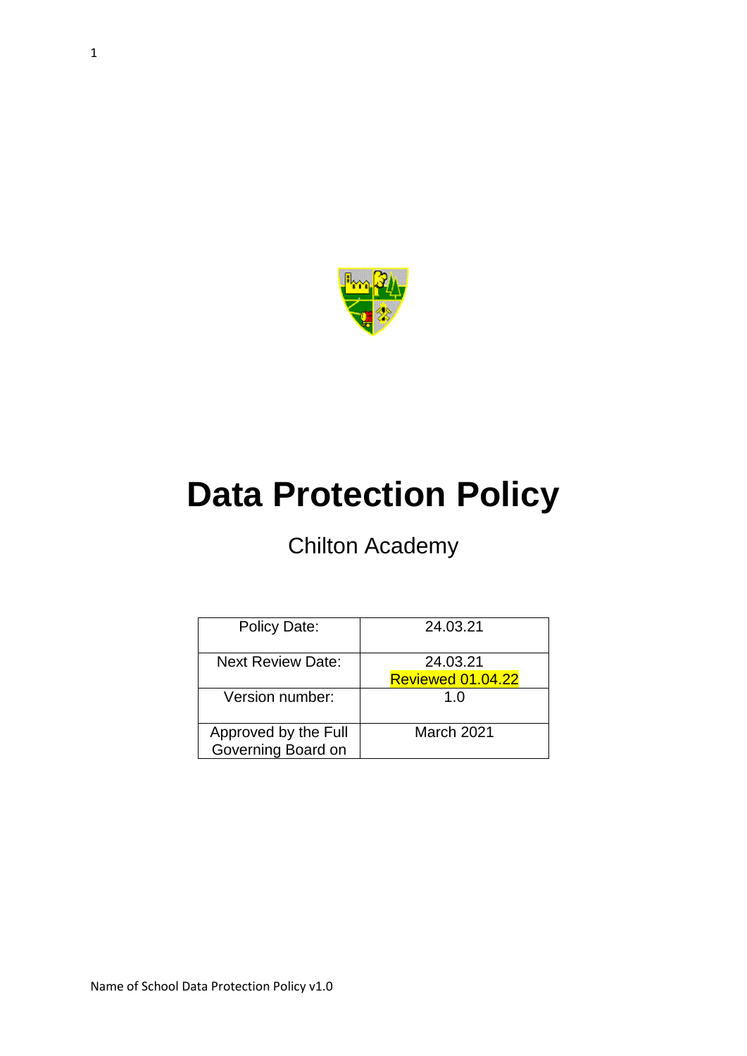# Data Protection Policy

Chilton Academy

| Policy Date: | 24.03.21 |
|---|---|
| Next Review Date: | 24.03.21<br>Reviewed 01.04.22 |
| Version number: | 1.0 |
| Approved by the Full Governing Board on | March 2021 |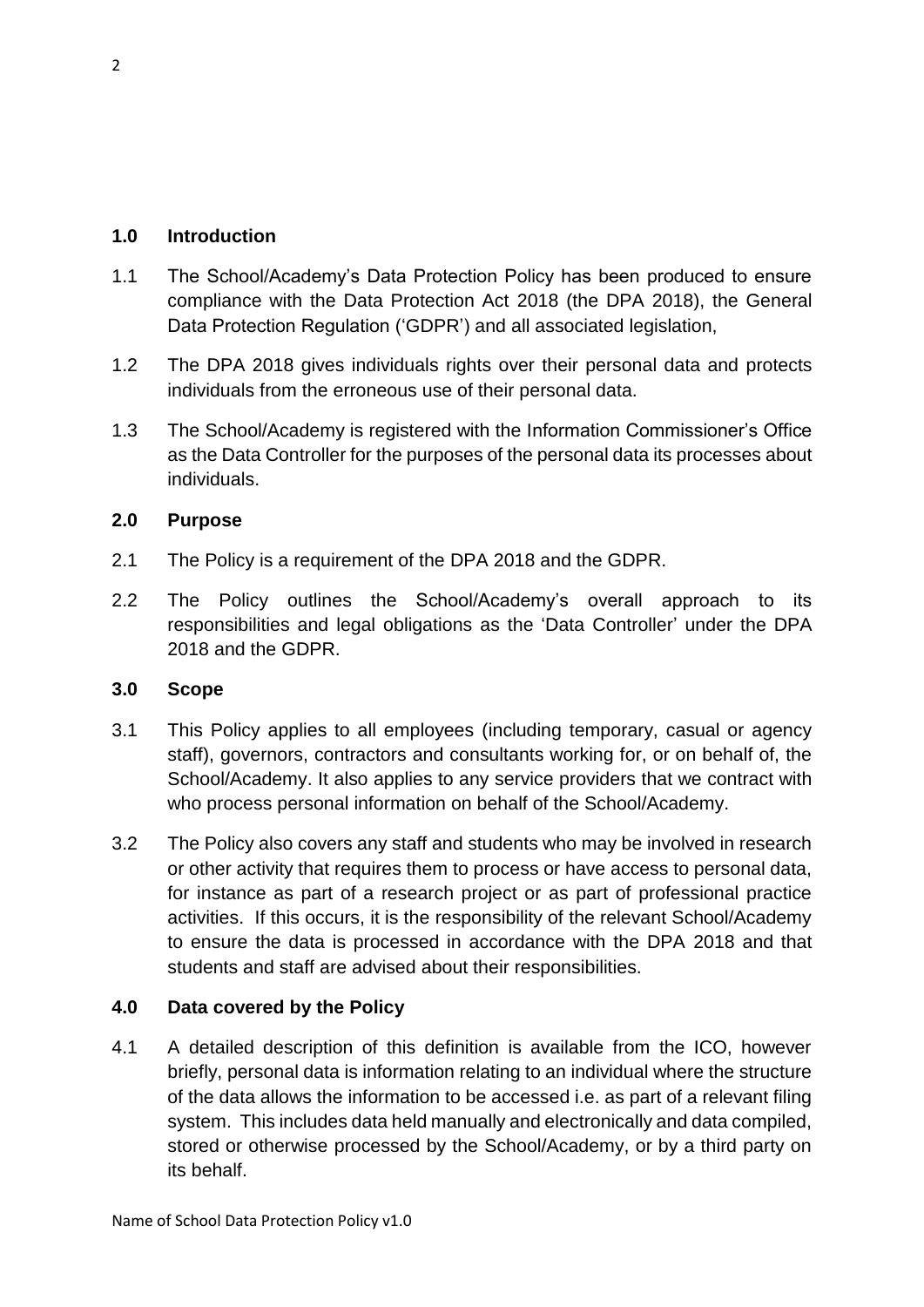## 1.0 Introduction

1.1 The School/Academy's Data Protection Policy has been produced to ensure compliance with the Data Protection Act 2018 (the DPA 2018), the General Data Protection Regulation ('GDPR') and all associated legislation,

1.2 The DPA 2018 gives individuals rights over their personal data and protects individuals from the erroneous use of their personal data.

1.3 The School/Academy is registered with the Information Commissioner's Office as the Data Controller for the purposes of the personal data its processes about individuals.

## 2.0 Purpose

2.1 The Policy is a requirement of the DPA 2018 and the GDPR.

2.2 The Policy outlines the School/Academy's overall approach to its responsibilities and legal obligations as the 'Data Controller' under the DPA 2018 and the GDPR.

## 3.0 Scope

3.1 This Policy applies to all employees (including temporary, casual or agency staff), governors, contractors and consultants working for, or on behalf of, the School/Academy. It also applies to any service providers that we contract with who process personal information on behalf of the School/Academy.

3.2 The Policy also covers any staff and students who may be involved in research or other activity that requires them to process or have access to personal data, for instance as part of a research project or as part of professional practice activities. If this occurs, it is the responsibility of the relevant School/Academy to ensure the data is processed in accordance with the DPA 2018 and that students and staff are advised about their responsibilities.

## 4.0 Data covered by the Policy

4.1 A detailed description of this definition is available from the ICO, however briefly, personal data is information relating to an individual where the structure of the data allows the information to be accessed i.e. as part of a relevant filing system. This includes data held manually and electronically and data compiled, stored or otherwise processed by the School/Academy, or by a third party on its behalf.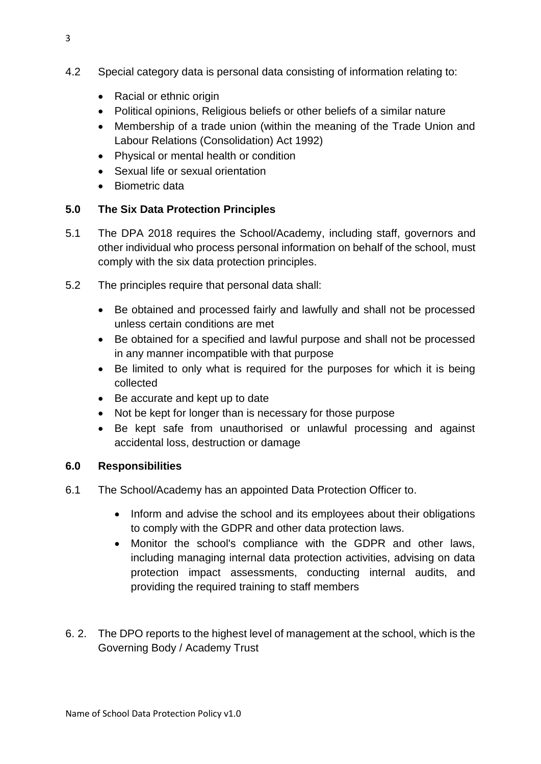4.2 Special category data is personal data consisting of information relating to:

- Racial or ethnic origin
- Political opinions, Religious beliefs or other beliefs of a similar nature
- Membership of a trade union (within the meaning of the Trade Union and Labour Relations (Consolidation) Act 1992)
- Physical or mental health or condition
- Sexual life or sexual orientation
- Biometric data

## 5.0 The Six Data Protection Principles

5.1 The DPA 2018 requires the School/Academy, including staff, governors and other individual who process personal information on behalf of the school, must comply with the six data protection principles.

5.2 The principles require that personal data shall:

- Be obtained and processed fairly and lawfully and shall not be processed unless certain conditions are met
- Be obtained for a specified and lawful purpose and shall not be processed in any manner incompatible with that purpose
- Be limited to only what is required for the purposes for which it is being collected
- Be accurate and kept up to date
- Not be kept for longer than is necessary for those purpose
- Be kept safe from unauthorised or unlawful processing and against accidental loss, destruction or damage

## 6.0 Responsibilities

6.1 The School/Academy has an appointed Data Protection Officer to.

- Inform and advise the school and its employees about their obligations to comply with the GDPR and other data protection laws.
- Monitor the school's compliance with the GDPR and other laws, including managing internal data protection activities, advising on data protection impact assessments, conducting internal audits, and providing the required training to staff members

6. 2. The DPO reports to the highest level of management at the school, which is the Governing Body / Academy Trust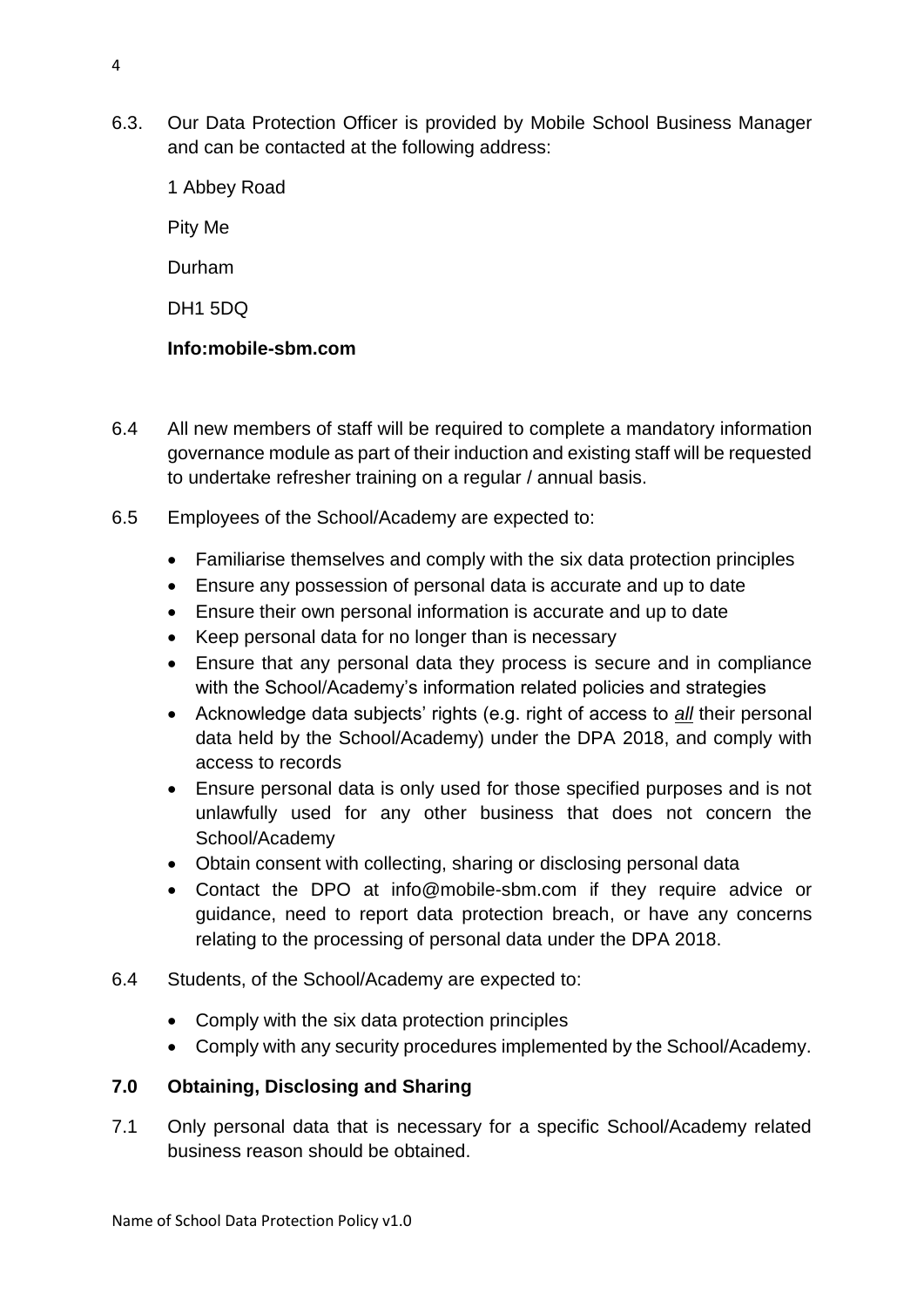6.3. Our Data Protection Officer is provided by Mobile School Business Manager and can be contacted at the following address:

1 Abbey Road

Pity Me

Durham

DH1 5DQ

**Info:mobile-sbm.com**

6.4 All new members of staff will be required to complete a mandatory information governance module as part of their induction and existing staff will be requested to undertake refresher training on a regular / annual basis.

6.5 Employees of the School/Academy are expected to:

- Familiarise themselves and comply with the six data protection principles
- Ensure any possession of personal data is accurate and up to date
- Ensure their own personal information is accurate and up to date
- Keep personal data for no longer than is necessary
- Ensure that any personal data they process is secure and in compliance with the School/Academy's information related policies and strategies
- Acknowledge data subjects' rights (e.g. right of access to ***all*** their personal data held by the School/Academy) under the DPA 2018, and comply with access to records
- Ensure personal data is only used for those specified purposes and is not unlawfully used for any other business that does not concern the School/Academy
- Obtain consent with collecting, sharing or disclosing personal data
- Contact the DPO at info@mobile-sbm.com if they require advice or guidance, need to report data protection breach, or have any concerns relating to the processing of personal data under the DPA 2018.

6.4 Students, of the School/Academy are expected to:

- Comply with the six data protection principles
- Comply with any security procedures implemented by the School/Academy.

## 7.0 Obtaining, Disclosing and Sharing

7.1 Only personal data that is necessary for a specific School/Academy related business reason should be obtained.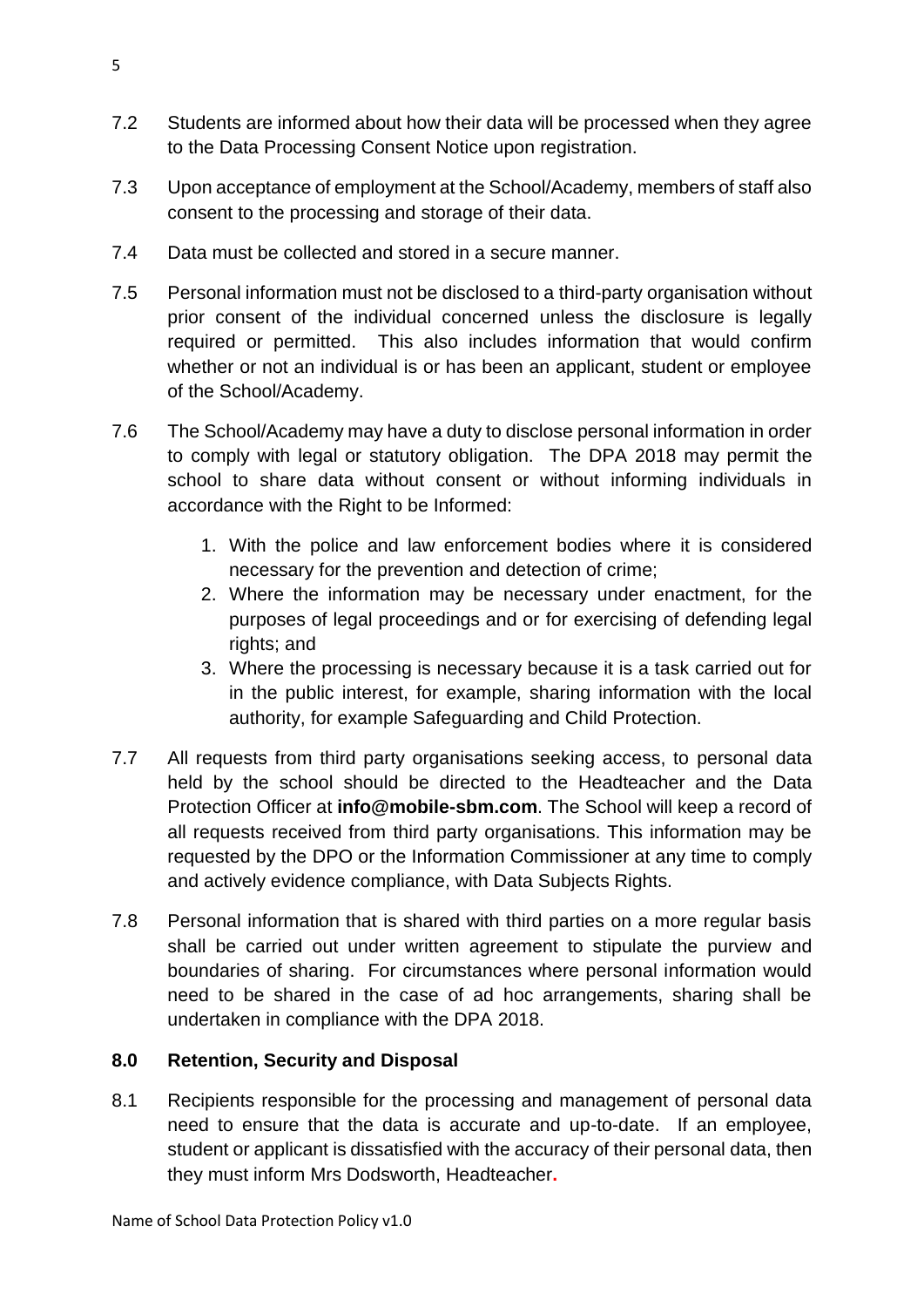7.2 Students are informed about how their data will be processed when they agree to the Data Processing Consent Notice upon registration.

7.3 Upon acceptance of employment at the School/Academy, members of staff also consent to the processing and storage of their data.

7.4 Data must be collected and stored in a secure manner.

7.5 Personal information must not be disclosed to a third-party organisation without prior consent of the individual concerned unless the disclosure is legally required or permitted. This also includes information that would confirm whether or not an individual is or has been an applicant, student or employee of the School/Academy.

7.6 The School/Academy may have a duty to disclose personal information in order to comply with legal or statutory obligation. The DPA 2018 may permit the school to share data without consent or without informing individuals in accordance with the Right to be Informed:

1. With the police and law enforcement bodies where it is considered necessary for the prevention and detection of crime;
2. Where the information may be necessary under enactment, for the purposes of legal proceedings and or for exercising of defending legal rights; and
3. Where the processing is necessary because it is a task carried out for in the public interest, for example, sharing information with the local authority, for example Safeguarding and Child Protection.

7.7 All requests from third party organisations seeking access, to personal data held by the school should be directed to the Headteacher and the Data Protection Officer at **info@mobile-sbm.com**. The School will keep a record of all requests received from third party organisations. This information may be requested by the DPO or the Information Commissioner at any time to comply and actively evidence compliance, with Data Subjects Rights.

7.8 Personal information that is shared with third parties on a more regular basis shall be carried out under written agreement to stipulate the purview and boundaries of sharing. For circumstances where personal information would need to be shared in the case of ad hoc arrangements, sharing shall be undertaken in compliance with the DPA 2018.

## 8.0 Retention, Security and Disposal

8.1 Recipients responsible for the processing and management of personal data need to ensure that the data is accurate and up-to-date. If an employee, student or applicant is dissatisfied with the accuracy of their personal data, then they must inform Mrs Dodsworth, Headteacher.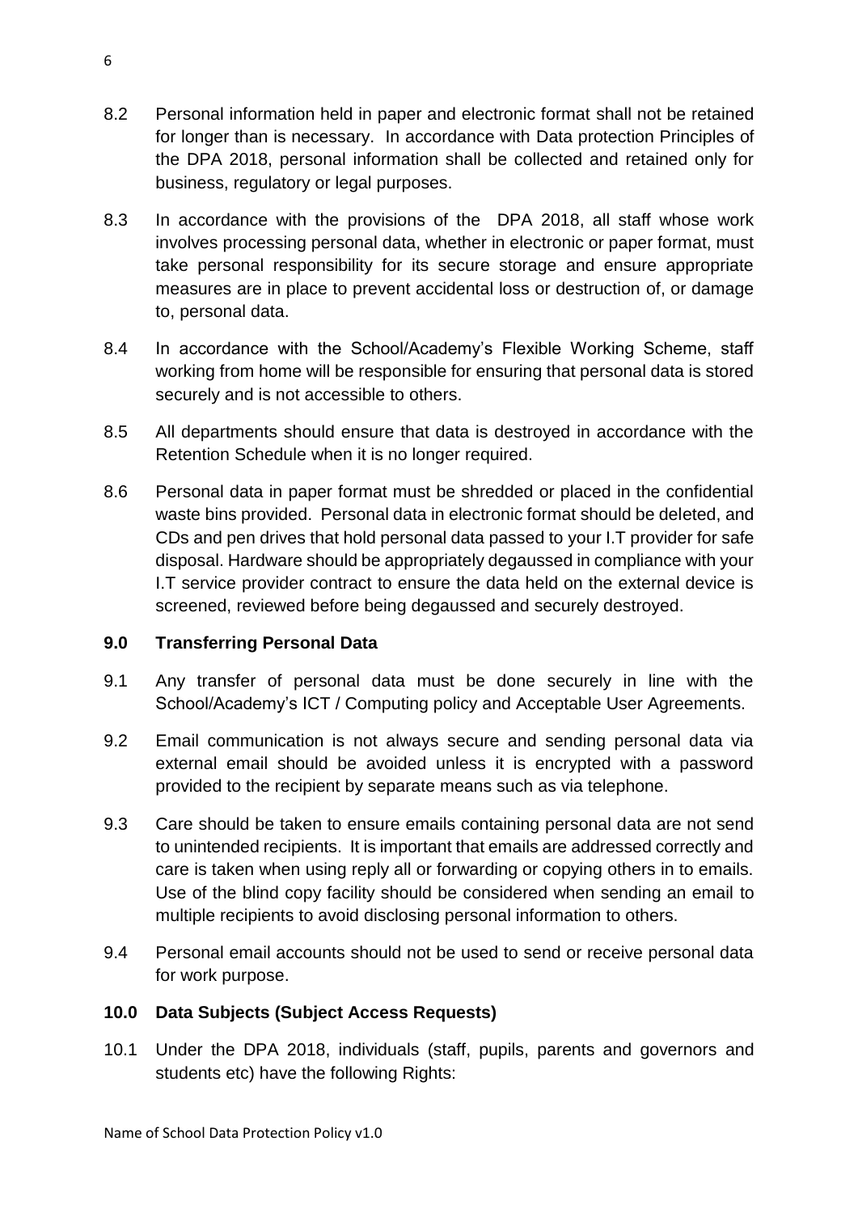8.2 Personal information held in paper and electronic format shall not be retained for longer than is necessary. In accordance with Data protection Principles of the DPA 2018, personal information shall be collected and retained only for business, regulatory or legal purposes.

8.3 In accordance with the provisions of the DPA 2018, all staff whose work involves processing personal data, whether in electronic or paper format, must take personal responsibility for its secure storage and ensure appropriate measures are in place to prevent accidental loss or destruction of, or damage to, personal data.

8.4 In accordance with the School/Academy's Flexible Working Scheme, staff working from home will be responsible for ensuring that personal data is stored securely and is not accessible to others.

8.5 All departments should ensure that data is destroyed in accordance with the Retention Schedule when it is no longer required.

8.6 Personal data in paper format must be shredded or placed in the confidential waste bins provided. Personal data in electronic format should be deleted, and CDs and pen drives that hold personal data passed to your I.T provider for safe disposal. Hardware should be appropriately degaussed in compliance with your I.T service provider contract to ensure the data held on the external device is screened, reviewed before being degaussed and securely destroyed.

## 9.0 Transferring Personal Data

9.1 Any transfer of personal data must be done securely in line with the School/Academy's ICT / Computing policy and Acceptable User Agreements.

9.2 Email communication is not always secure and sending personal data via external email should be avoided unless it is encrypted with a password provided to the recipient by separate means such as via telephone.

9.3 Care should be taken to ensure emails containing personal data are not send to unintended recipients. It is important that emails are addressed correctly and care is taken when using reply all or forwarding or copying others in to emails. Use of the blind copy facility should be considered when sending an email to multiple recipients to avoid disclosing personal information to others.

9.4 Personal email accounts should not be used to send or receive personal data for work purpose.

## 10.0 Data Subjects (Subject Access Requests)

10.1 Under the DPA 2018, individuals (staff, pupils, parents and governors and students etc) have the following Rights: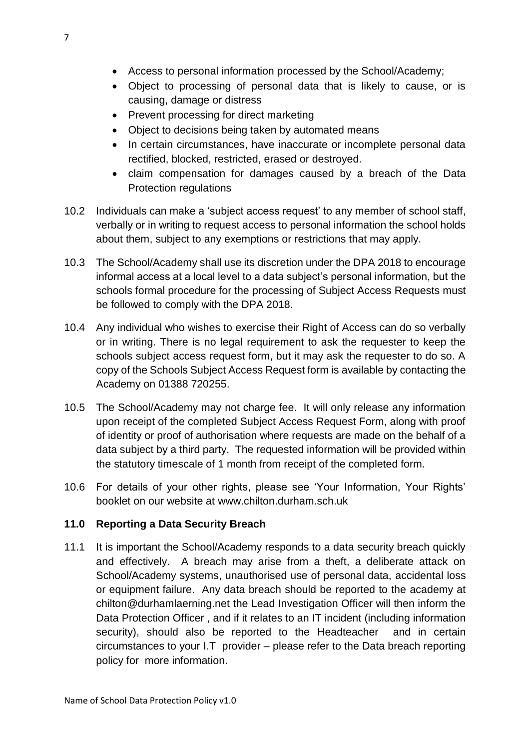- Access to personal information processed by the School/Academy;
- Object to processing of personal data that is likely to cause, or is causing, damage or distress
- Prevent processing for direct marketing
- Object to decisions being taken by automated means
- In certain circumstances, have inaccurate or incomplete personal data rectified, blocked, restricted, erased or destroyed.
- claim compensation for damages caused by a breach of the Data Protection regulations

10.2 Individuals can make a 'subject access request' to any member of school staff, verbally or in writing to request access to personal information the school holds about them, subject to any exemptions or restrictions that may apply.

10.3 The School/Academy shall use its discretion under the DPA 2018 to encourage informal access at a local level to a data subject's personal information, but the schools formal procedure for the processing of Subject Access Requests must be followed to comply with the DPA 2018.

10.4 Any individual who wishes to exercise their Right of Access can do so verbally or in writing. There is no legal requirement to ask the requester to keep the schools subject access request form, but it may ask the requester to do so. A copy of the Schools Subject Access Request form is available by contacting the Academy on 01388 720255.

10.5 The School/Academy may not charge fee. It will only release any information upon receipt of the completed Subject Access Request Form, along with proof of identity or proof of authorisation where requests are made on the behalf of a data subject by a third party. The requested information will be provided within the statutory timescale of 1 month from receipt of the completed form.

10.6 For details of your other rights, please see 'Your Information, Your Rights' booklet on our website at www.chilton.durham.sch.uk

## 11.0 Reporting a Data Security Breach

11.1 It is important the School/Academy responds to a data security breach quickly and effectively. A breach may arise from a theft, a deliberate attack on School/Academy systems, unauthorised use of personal data, accidental loss or equipment failure. Any data breach should be reported to the academy at chilton@durhamlaerning.net the Lead Investigation Officer will then inform the Data Protection Officer , and if it relates to an IT incident (including information security), should also be reported to the Headteacher and in certain circumstances to your I.T provider – please refer to the Data breach reporting policy for more information.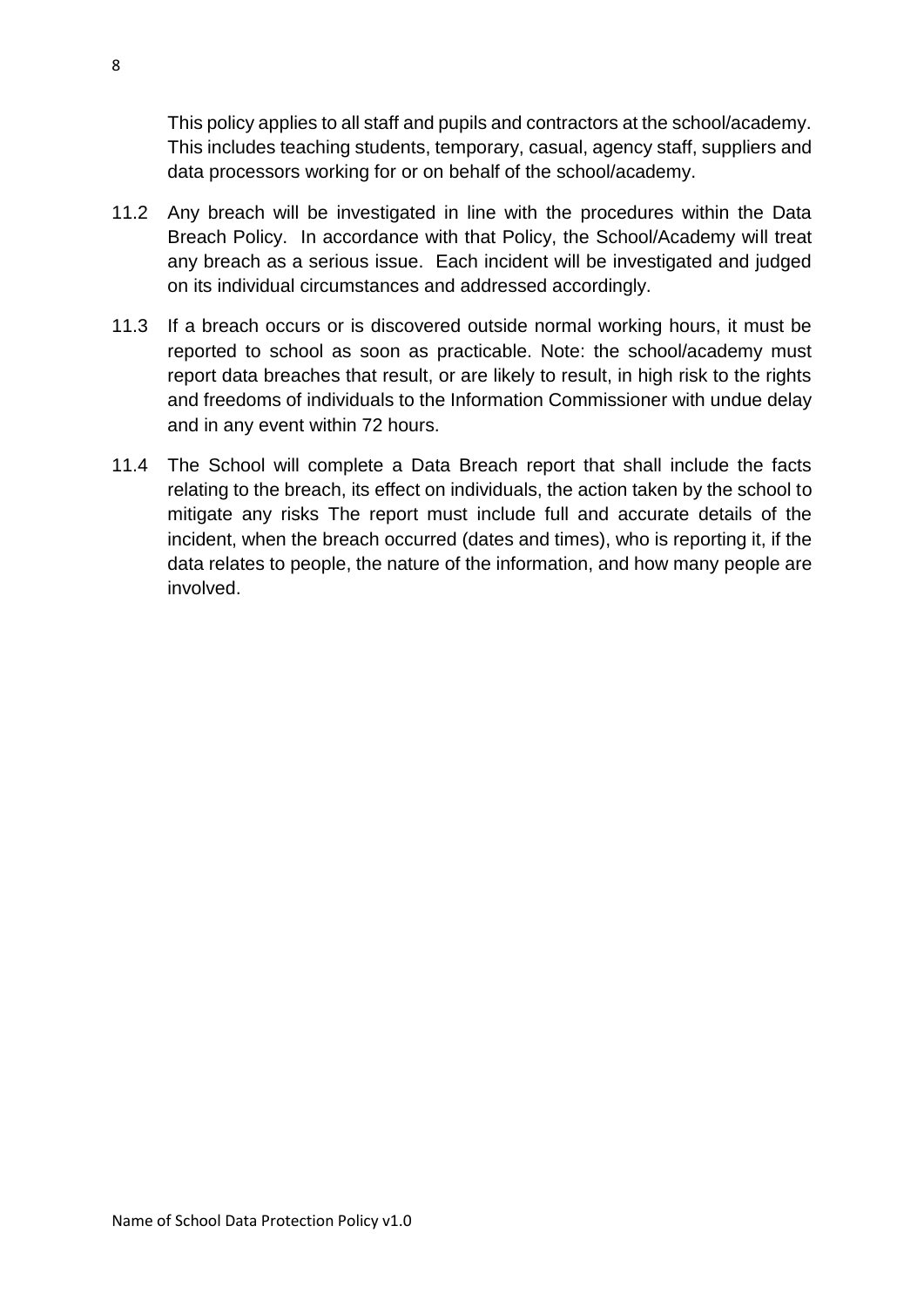This policy applies to all staff and pupils and contractors at the school/academy. This includes teaching students, temporary, casual, agency staff, suppliers and data processors working for or on behalf of the school/academy.

11.2 Any breach will be investigated in line with the procedures within the Data Breach Policy. In accordance with that Policy, the School/Academy will treat any breach as a serious issue. Each incident will be investigated and judged on its individual circumstances and addressed accordingly.

11.3 If a breach occurs or is discovered outside normal working hours, it must be reported to school as soon as practicable. Note: the school/academy must report data breaches that result, or are likely to result, in high risk to the rights and freedoms of individuals to the Information Commissioner with undue delay and in any event within 72 hours.

11.4 The School will complete a Data Breach report that shall include the facts relating to the breach, its effect on individuals, the action taken by the school to mitigate any risks The report must include full and accurate details of the incident, when the breach occurred (dates and times), who is reporting it, if the data relates to people, the nature of the information, and how many people are involved.